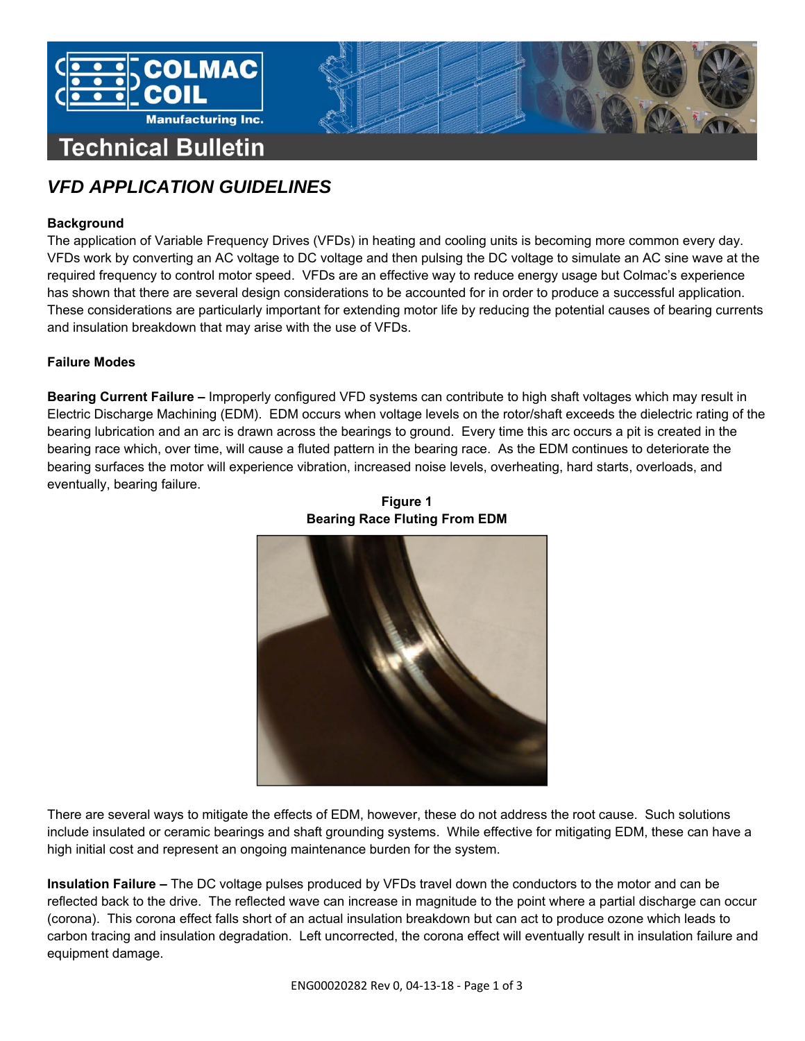# Technical Bulletin

## *VFD APPLICATION GUIDELINES*

### Background

The application of Variable Frequency Drives (VFDs) in heating and cooling units is becoming more common every day. VFDs work by converting an AC voltage to DC voltage and then pulsing the DC voltage to simulate an AC sine wave at the required frequency to control motor speed. VFDs are an effective way to reduce energy usage but Colmac's experience has shown that there are several design considerations to be accounted for in order to produce a successful application. These considerations are particularly important for extending motor life by reducing the potential causes of bearing currents and insulation breakdown that may arise with the use of VFDs.

### Failure Modes

**Bearing Current Failure –** Improperly configured VFD systems can contribute to high shaft voltages which may result in Electric Discharge Machining (EDM). EDM occurs when voltage levels on the rotor/shaft exceeds the dielectric rating of the bearing lubrication and an arc is drawn across the bearings to ground. Every time this arc occurs a pit is created in the bearing race which, over time, will cause a fluted pattern in the bearing race. As the EDM continues to deteriorate the bearing surfaces the motor will experience vibration, increased noise levels, overheating, hard starts, overloads, and eventually, bearing failure.

**Figure 1**
**Bearing Race Fluting From EDM**

There are several ways to mitigate the effects of EDM, however, these do not address the root cause. Such solutions include insulated or ceramic bearings and shaft grounding systems. While effective for mitigating EDM, these can have a high initial cost and represent an ongoing maintenance burden for the system.

**Insulation Failure –** The DC voltage pulses produced by VFDs travel down the conductors to the motor and can be reflected back to the drive. The reflected wave can increase in magnitude to the point where a partial discharge can occur (corona). This corona effect falls short of an actual insulation breakdown but can act to produce ozone which leads to carbon tracing and insulation degradation. Left uncorrected, the corona effect will eventually result in insulation failure and equipment damage.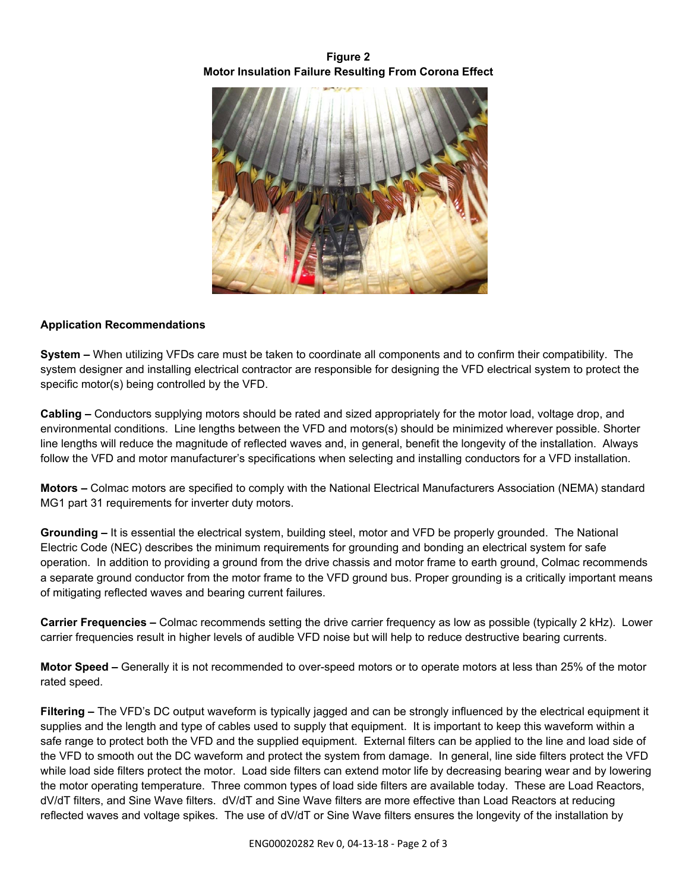**Figure 2**
**Motor Insulation Failure Resulting From Corona Effect**

### Application Recommendations

**System –** When utilizing VFDs care must be taken to coordinate all components and to confirm their compatibility. The system designer and installing electrical contractor are responsible for designing the VFD electrical system to protect the specific motor(s) being controlled by the VFD.

**Cabling –** Conductors supplying motors should be rated and sized appropriately for the motor load, voltage drop, and environmental conditions. Line lengths between the VFD and motors(s) should be minimized wherever possible. Shorter line lengths will reduce the magnitude of reflected waves and, in general, benefit the longevity of the installation. Always follow the VFD and motor manufacturer's specifications when selecting and installing conductors for a VFD installation.

**Motors –** Colmac motors are specified to comply with the National Electrical Manufacturers Association (NEMA) standard MG1 part 31 requirements for inverter duty motors.

**Grounding –** It is essential the electrical system, building steel, motor and VFD be properly grounded. The National Electric Code (NEC) describes the minimum requirements for grounding and bonding an electrical system for safe operation. In addition to providing a ground from the drive chassis and motor frame to earth ground, Colmac recommends a separate ground conductor from the motor frame to the VFD ground bus. Proper grounding is a critically important means of mitigating reflected waves and bearing current failures.

**Carrier Frequencies –** Colmac recommends setting the drive carrier frequency as low as possible (typically 2 kHz). Lower carrier frequencies result in higher levels of audible VFD noise but will help to reduce destructive bearing currents.

**Motor Speed –** Generally it is not recommended to over-speed motors or to operate motors at less than 25% of the motor rated speed.

**Filtering –** The VFD's DC output waveform is typically jagged and can be strongly influenced by the electrical equipment it supplies and the length and type of cables used to supply that equipment. It is important to keep this waveform within a safe range to protect both the VFD and the supplied equipment. External filters can be applied to the line and load side of the VFD to smooth out the DC waveform and protect the system from damage. In general, line side filters protect the VFD while load side filters protect the motor. Load side filters can extend motor life by decreasing bearing wear and by lowering the motor operating temperature. Three common types of load side filters are available today. These are Load Reactors, dV/dT filters, and Sine Wave filters. dV/dT and Sine Wave filters are more effective than Load Reactors at reducing reflected waves and voltage spikes. The use of dV/dT or Sine Wave filters ensures the longevity of the installation by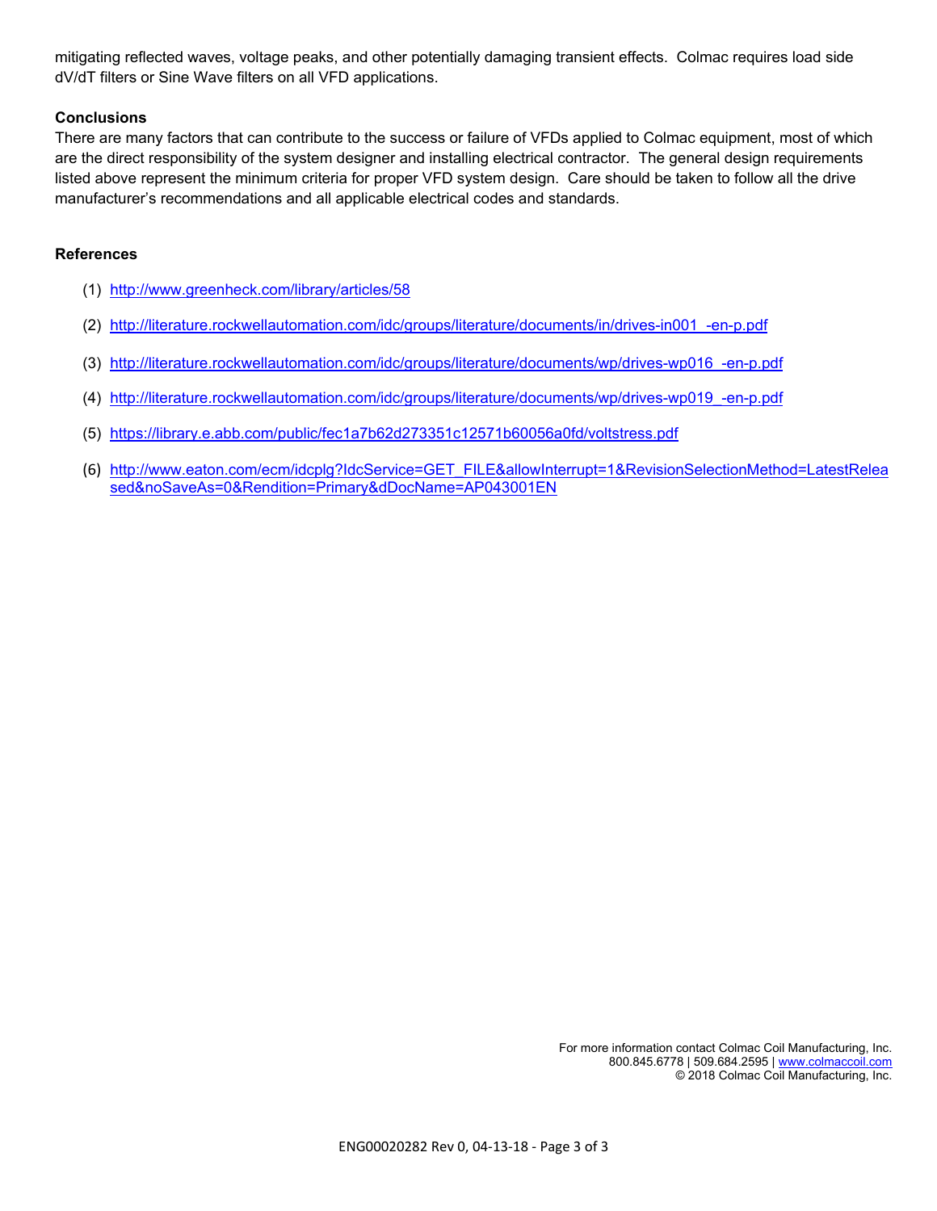mitigating reflected waves, voltage peaks, and other potentially damaging transient effects. Colmac requires load side dV/dT filters or Sine Wave filters on all VFD applications.

**Conclusions**

There are many factors that can contribute to the success or failure of VFDs applied to Colmac equipment, most of which are the direct responsibility of the system designer and installing electrical contractor. The general design requirements listed above represent the minimum criteria for proper VFD system design. Care should be taken to follow all the drive manufacturer's recommendations and all applicable electrical codes and standards.

**References**

(1) http://www.greenheck.com/library/articles/58

(2) http://literature.rockwellautomation.com/idc/groups/literature/documents/in/drives-in001_-en-p.pdf

(3) http://literature.rockwellautomation.com/idc/groups/literature/documents/wp/drives-wp016_-en-p.pdf

(4) http://literature.rockwellautomation.com/idc/groups/literature/documents/wp/drives-wp019_-en-p.pdf

(5) https://library.e.abb.com/public/fec1a7b62d273351c12571b60056a0fd/voltstress.pdf

(6) http://www.eaton.com/ecm/idcplg?IdcService=GET_FILE&allowInterrupt=1&RevisionSelectionMethod=LatestReleased&noSaveAs=0&Rendition=Primary&dDocName=AP043001EN

For more information contact Colmac Coil Manufacturing, Inc.
800.845.6778 | 509.684.2595 | www.colmaccoil.com
© 2018 Colmac Coil Manufacturing, Inc.

ENG00020282 Rev 0, 04-13-18